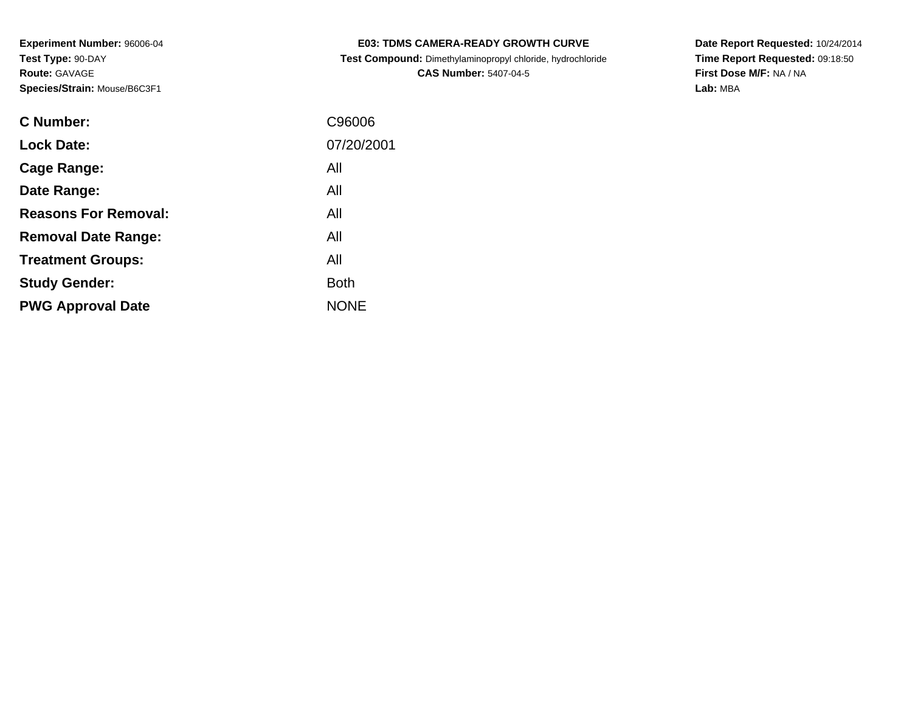**Experiment Number:** 96006-04
**Test Type:** 90-DAY
**Route:** GAVAGE
**Species/Strain:** Mouse/B6C3F1

**E03: TDMS CAMERA-READY GROWTH CURVE**
**Test Compound:** Dimethylaminopropyl chloride, hydrochloride
**CAS Number:** 5407-04-5

**Date Report Requested:** 10/24/2014
**Time Report Requested:** 09:18:50
**First Dose M/F:** NA / NA
**Lab:** MBA

| | |
|---|---|
| **C Number:** | C96006 |
| **Lock Date:** | 07/20/2001 |
| **Cage Range:** | All |
| **Date Range:** | All |
| **Reasons For Removal:** | All |
| **Removal Date Range:** | All |
| **Treatment Groups:** | All |
| **Study Gender:** | Both |
| **PWG Approval Date** | NONE |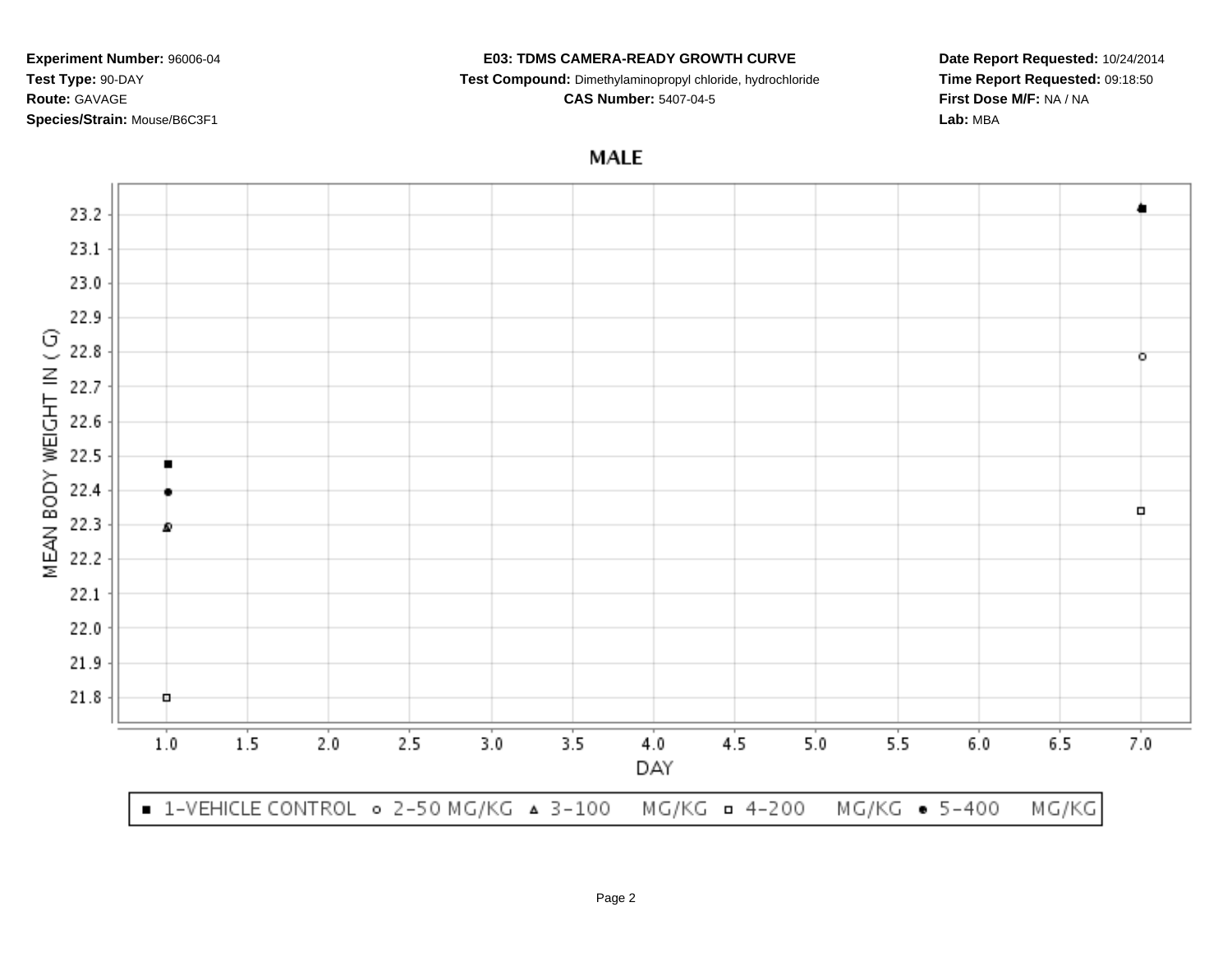**Experiment Number:** 96006-04
**Test Type:** 90-DAY
**Route:** GAVAGE
**Species/Strain:** Mouse/B6C3F1

**E03: TDMS CAMERA-READY GROWTH CURVE**
**Test Compound:** Dimethylaminopropyl chloride, hydrochloride
**CAS Number:** 5407-04-5

**Date Report Requested:** 10/24/2014
**Time Report Requested:** 09:18:50
**First Dose M/F:** NA / NA
**Lab:** MBA

## MALE

MEAN BODY WEIGHT IN ( G)

23.2
23.1
23.0
22.9
22.8
22.7
22.6
22.5
22.4
22.3
22.2
22.1
22.0
21.9
21.8

DAY

1.0 1.5 2.0 2.5 3.0 3.5 4.0 4.5 5.0 5.5 6.0 6.5 7.0

■ 1-VEHICLE CONTROL ○ 2-50 MG/KG △ 3-100 MG/KG □ 4-200 MG/KG ● 5-400 MG/KG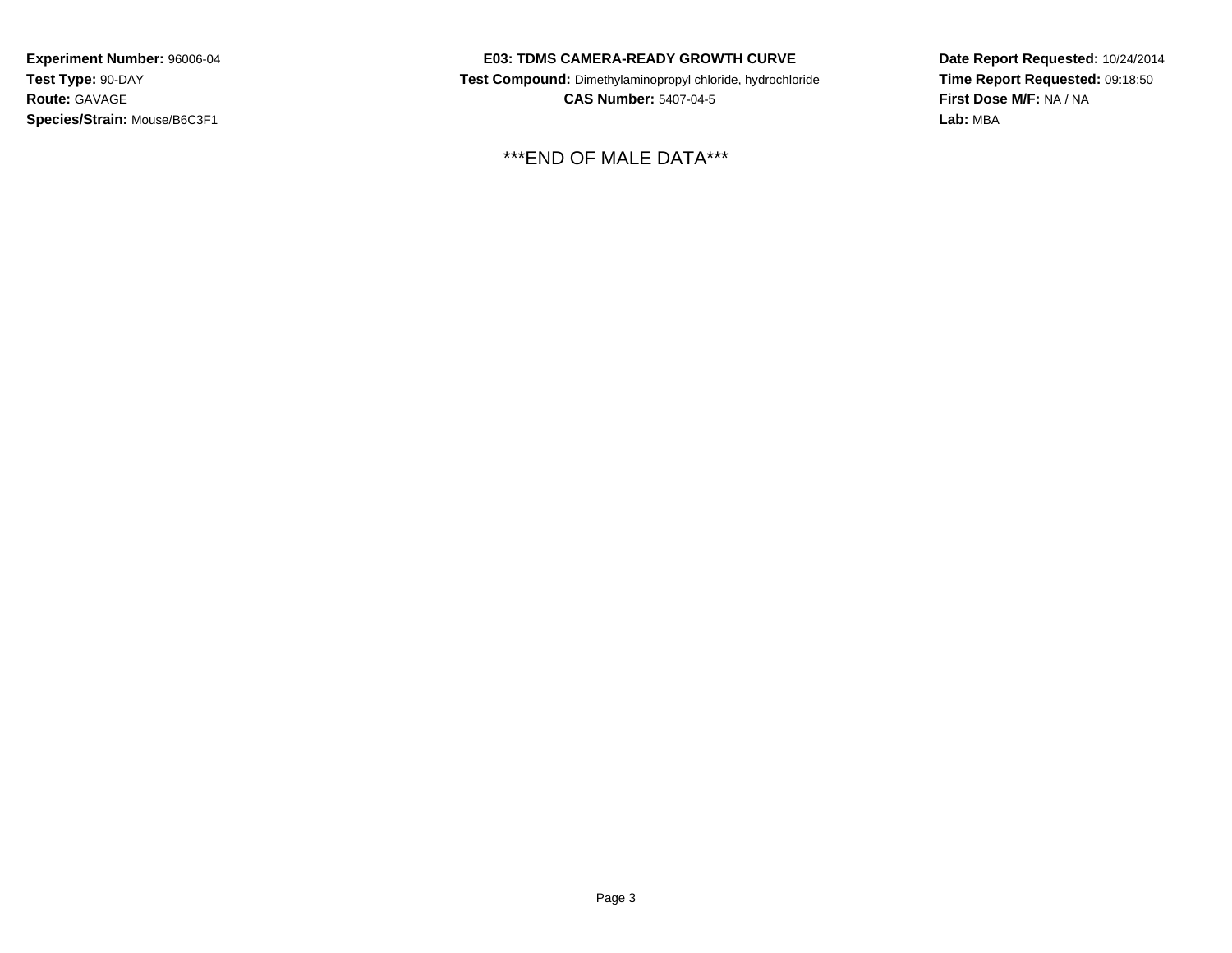**Experiment Number:** 96006-04
**Test Type:** 90-DAY
**Route:** GAVAGE
**Species/Strain:** Mouse/B6C3F1

**E03: TDMS CAMERA-READY GROWTH CURVE**
**Test Compound:** Dimethylaminopropyl chloride, hydrochloride
**CAS Number:** 5407-04-5

**Date Report Requested:** 10/24/2014
**Time Report Requested:** 09:18:50
**First Dose M/F:** NA / NA
**Lab:** MBA

***END OF MALE DATA***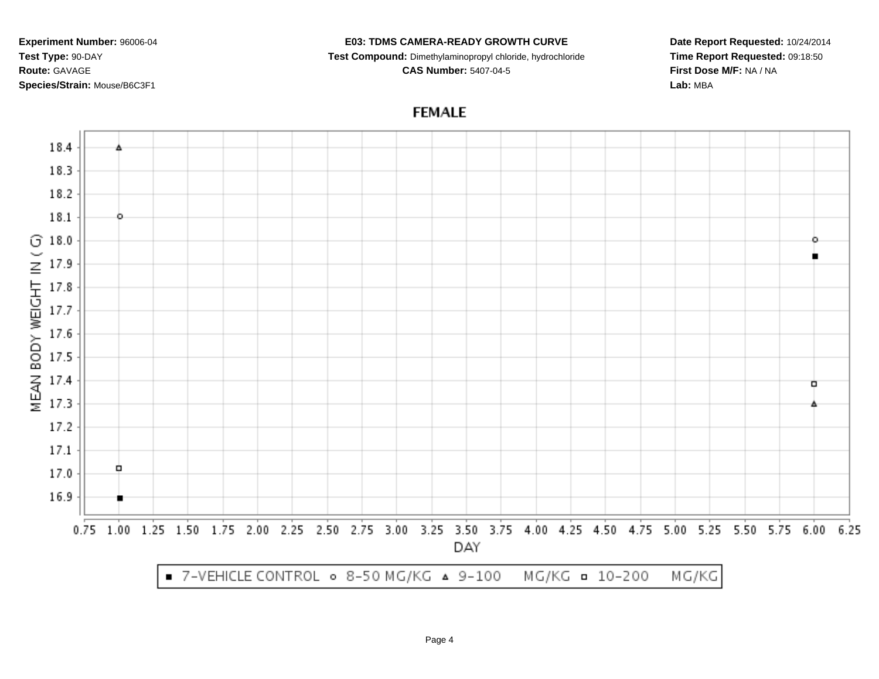**Experiment Number:** 96006-04
**Test Type:** 90-DAY
**Route:** GAVAGE
**Species/Strain:** Mouse/B6C3F1

**E03: TDMS CAMERA-READY GROWTH CURVE**
**Test Compound:** Dimethylaminopropyl chloride, hydrochloride
**CAS Number:** 5407-04-5

**Date Report Requested:** 10/24/2014
**Time Report Requested:** 09:18:50
**First Dose M/F:** NA / NA
**Lab:** MBA

## FEMALE

MEAN BODY WEIGHT IN ( G)

18.4
18.3
18.2
18.1
18.0
17.9
17.8
17.7
17.6
17.5
17.4
17.3
17.2
17.1
17.0
16.9

DAY

0.75 1.00 1.25 1.50 1.75 2.00 2.25 2.50 2.75 3.00 3.25 3.50 3.75 4.00 4.25 4.50 4.75 5.00 5.25 5.50 5.75 6.00 6.25

■ 7-VEHICLE CONTROL ○ 8-50 MG/KG △ 9-100 MG/KG □ 10-200 MG/KG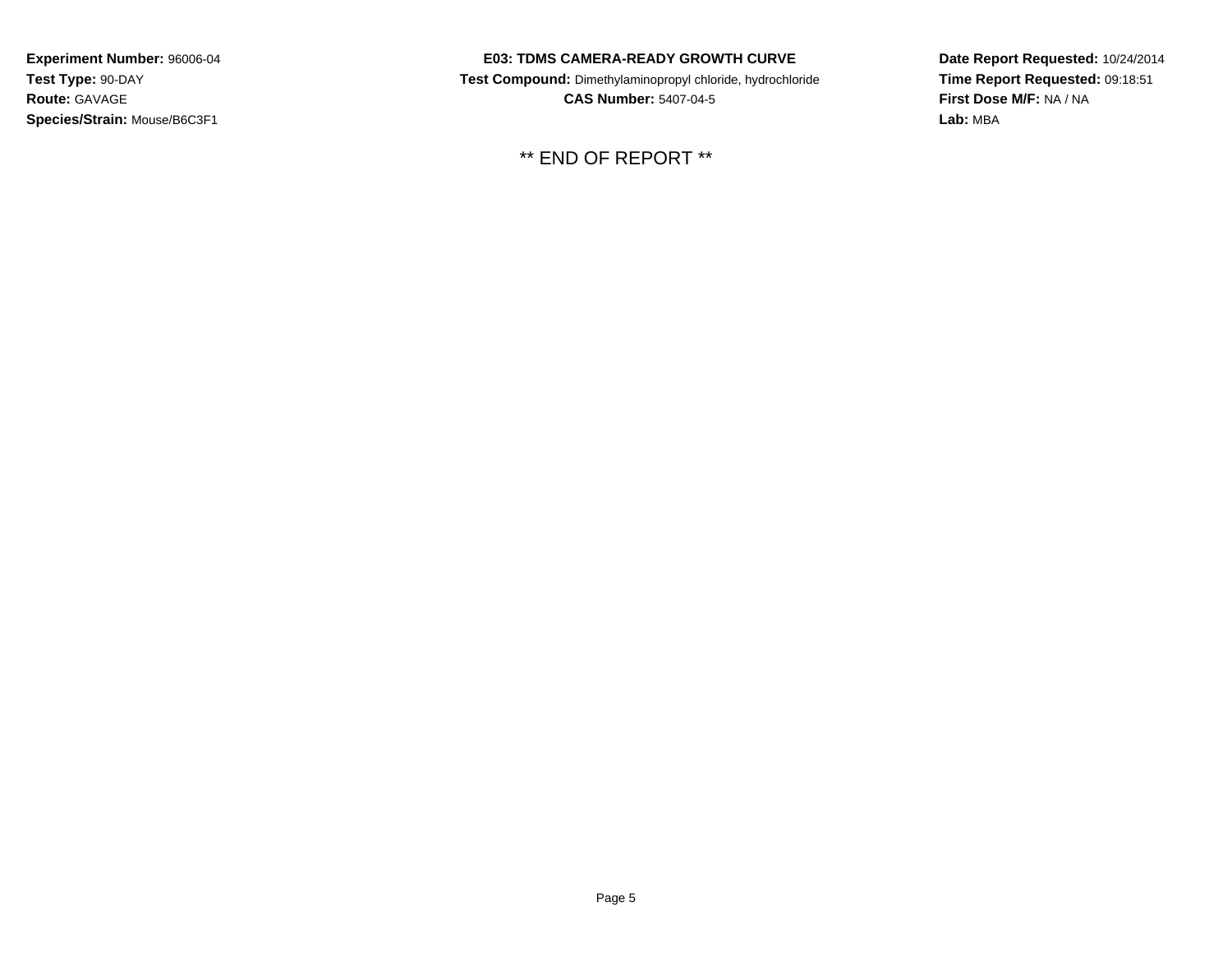**Experiment Number:** 96006-04
**Test Type:** 90-DAY
**Route:** GAVAGE
**Species/Strain:** Mouse/B6C3F1

**E03: TDMS CAMERA-READY GROWTH CURVE**
**Test Compound:** Dimethylaminopropyl chloride, hydrochloride
**CAS Number:** 5407-04-5

**Date Report Requested:** 10/24/2014
**Time Report Requested:** 09:18:51
**First Dose M/F:** NA / NA
**Lab:** MBA

** END OF REPORT **